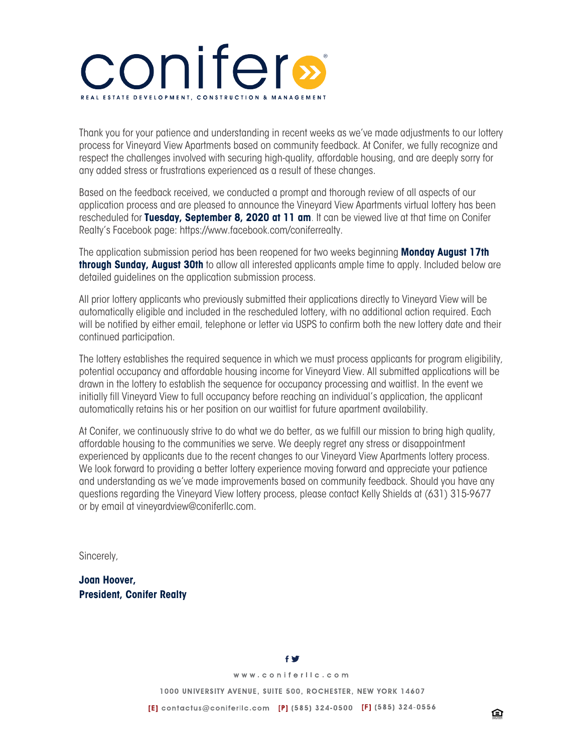# conifer

REAL ESTATE DEVELOPMENT, CONSTRUCTION & MANAGEMENT

Thank you for your patience and understanding in recent weeks as we've made adjustments to our lottery process for Vineyard View Apartments based on community feedback. At Conifer, we fully recognize and respect the challenges involved with securing high-quality, affordable housing, and are deeply sorry for any added stress or frustrations experienced as a result of these changes.

Based on the feedback received, we conducted a prompt and thorough review of all aspects of our application process and are pleased to announce the Vineyard View Apartments virtual lottery has been rescheduled for **Tuesday, September 8, 2020 at 11 am**. It can be viewed live at that time on Conifer Realty's Facebook page: https://www.facebook.com/coniferrealty.

The application submission period has been reopened for two weeks beginning **Monday August 17th through Sunday, August 30th** to allow all interested applicants ample time to apply. Included below are detailed guidelines on the application submission process.

All prior lottery applicants who previously submitted their applications directly to Vineyard View will be automatically eligible and included in the rescheduled lottery, with no additional action required. Each will be notified by either email, telephone or letter via USPS to confirm both the new lottery date and their continued participation.

The lottery establishes the required sequence in which we must process applicants for program eligibility, potential occupancy and affordable housing income for Vineyard View. All submitted applications will be drawn in the lottery to establish the sequence for occupancy processing and waitlist. In the event we initially fill Vineyard View to full occupancy before reaching an individual's application, the applicant automatically retains his or her position on our waitlist for future apartment availability.

At Conifer, we continuously strive to do what we do better, as we fulfill our mission to bring high quality, affordable housing to the communities we serve. We deeply regret any stress or disappointment experienced by applicants due to the recent changes to our Vineyard View Apartments lottery process. We look forward to providing a better lottery experience moving forward and appreciate your patience and understanding as we've made improvements based on community feedback. Should you have any questions regarding the Vineyard View lottery process, please contact Kelly Shields at (631) 315-9677 or by email at vineyardview@coniferllc.com.

Sincerely,

**Joan Hoover,**
**President, Conifer Realty**

www.coniferllc.com

1000 UNIVERSITY AVENUE, SUITE 500, ROCHESTER, NEW YORK 14607

[E] contactus@coniferllc.com [P] (585) 324-0500 [F] (585) 324-0556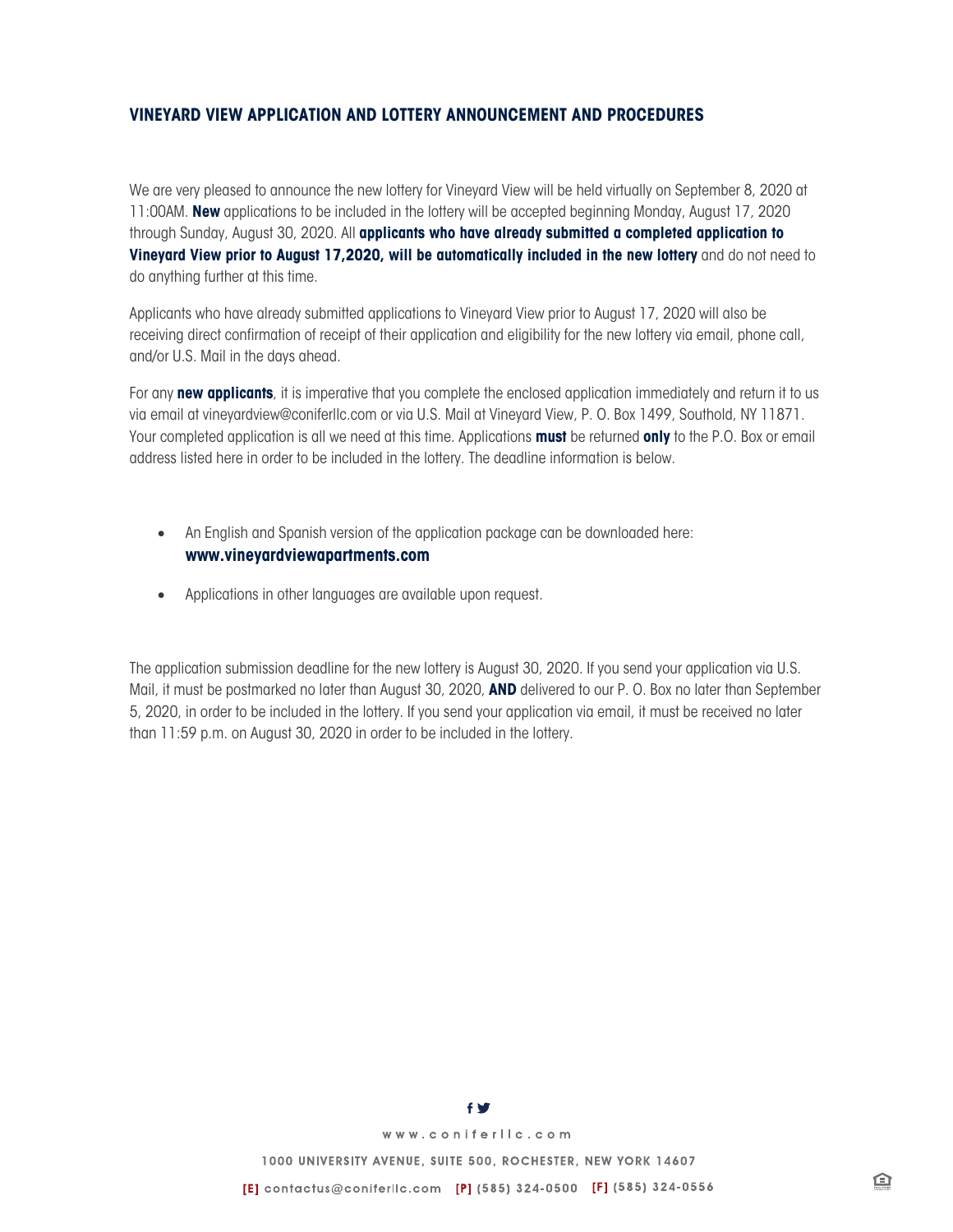## VINEYARD VIEW APPLICATION AND LOTTERY ANNOUNCEMENT AND PROCEDURES

We are very pleased to announce the new lottery for Vineyard View will be held virtually on September 8, 2020 at 11:00AM. **New** applications to be included in the lottery will be accepted beginning Monday, August 17, 2020 through Sunday, August 30, 2020. All **applicants who have already submitted a completed application to Vineyard View prior to August 17,2020, will be automatically included in the new lottery** and do not need to do anything further at this time.

Applicants who have already submitted applications to Vineyard View prior to August 17, 2020 will also be receiving direct confirmation of receipt of their application and eligibility for the new lottery via email, phone call, and/or U.S. Mail in the days ahead.

For any **new applicants**, it is imperative that you complete the enclosed application immediately and return it to us via email at vineyardview@coniferllc.com or via U.S. Mail at Vineyard View, P. O. Box 1499, Southold, NY 11871. Your completed application is all we need at this time. Applications **must** be returned **only** to the P.O. Box or email address listed here in order to be included in the lottery. The deadline information is below.

- An English and Spanish version of the application package can be downloaded here: **www.vineyardviewapartments.com**
- Applications in other languages are available upon request.

The application submission deadline for the new lottery is August 30, 2020. If you send your application via U.S. Mail, it must be postmarked no later than August 30, 2020, **AND** delivered to our P. O. Box no later than September 5, 2020, in order to be included in the lottery. If you send your application via email, it must be received no later than 11:59 p.m. on August 30, 2020 in order to be included in the lottery.

www.coniferllc.com

1000 UNIVERSITY AVENUE, SUITE 500, ROCHESTER, NEW YORK 14607

[E] contactus@coniferllc.com [P] (585) 324-0500 [F] (585) 324-0556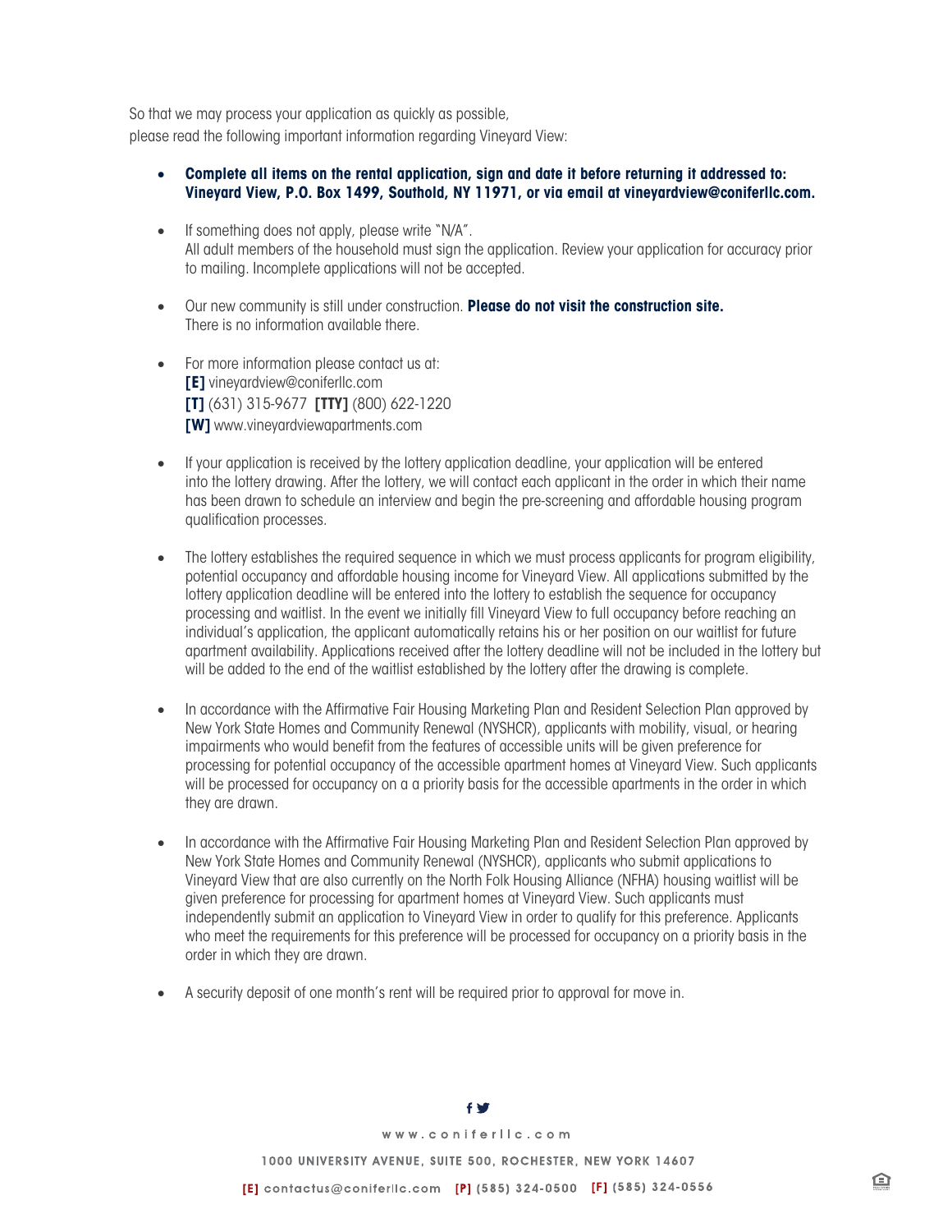So that we may process your application as quickly as possible,
please read the following important information regarding Vineyard View:

- **Complete all items on the rental application, sign and date it before returning it addressed to: Vineyard View, P.O. Box 1499, Southold, NY 11971, or via email at vineyardview@coniferllc.com.**

- If something does not apply, please write "N/A".
  All adult members of the household must sign the application. Review your application for accuracy prior to mailing. Incomplete applications will not be accepted.

- Our new community is still under construction. **Please do not visit the construction site.**
  There is no information available there.

- For more information please contact us at:
  **[E]** vineyardview@coniferllc.com
  **[T]** (631) 315-9677 **[TTY]** (800) 622-1220
  **[W]** www.vineyardviewapartments.com

- If your application is received by the lottery application deadline, your application will be entered into the lottery drawing. After the lottery, we will contact each applicant in the order in which their name has been drawn to schedule an interview and begin the pre-screening and affordable housing program qualification processes.

- The lottery establishes the required sequence in which we must process applicants for program eligibility, potential occupancy and affordable housing income for Vineyard View. All applications submitted by the lottery application deadline will be entered into the lottery to establish the sequence for occupancy processing and waitlist. In the event we initially fill Vineyard View to full occupancy before reaching an individual's application, the applicant automatically retains his or her position on our waitlist for future apartment availability. Applications received after the lottery deadline will not be included in the lottery but will be added to the end of the waitlist established by the lottery after the drawing is complete.

- In accordance with the Affirmative Fair Housing Marketing Plan and Resident Selection Plan approved by New York State Homes and Community Renewal (NYSHCR), applicants with mobility, visual, or hearing impairments who would benefit from the features of accessible units will be given preference for processing for potential occupancy of the accessible apartment homes at Vineyard View. Such applicants will be processed for occupancy on a a priority basis for the accessible apartments in the order in which they are drawn.

- In accordance with the Affirmative Fair Housing Marketing Plan and Resident Selection Plan approved by New York State Homes and Community Renewal (NYSHCR), applicants who submit applications to Vineyard View that are also currently on the North Folk Housing Alliance (NFHA) housing waitlist will be given preference for processing for apartment homes at Vineyard View. Such applicants must independently submit an application to Vineyard View in order to qualify for this preference. Applicants who meet the requirements for this preference will be processed for occupancy on a priority basis in the order in which they are drawn.

- A security deposit of one month's rent will be required prior to approval for move in.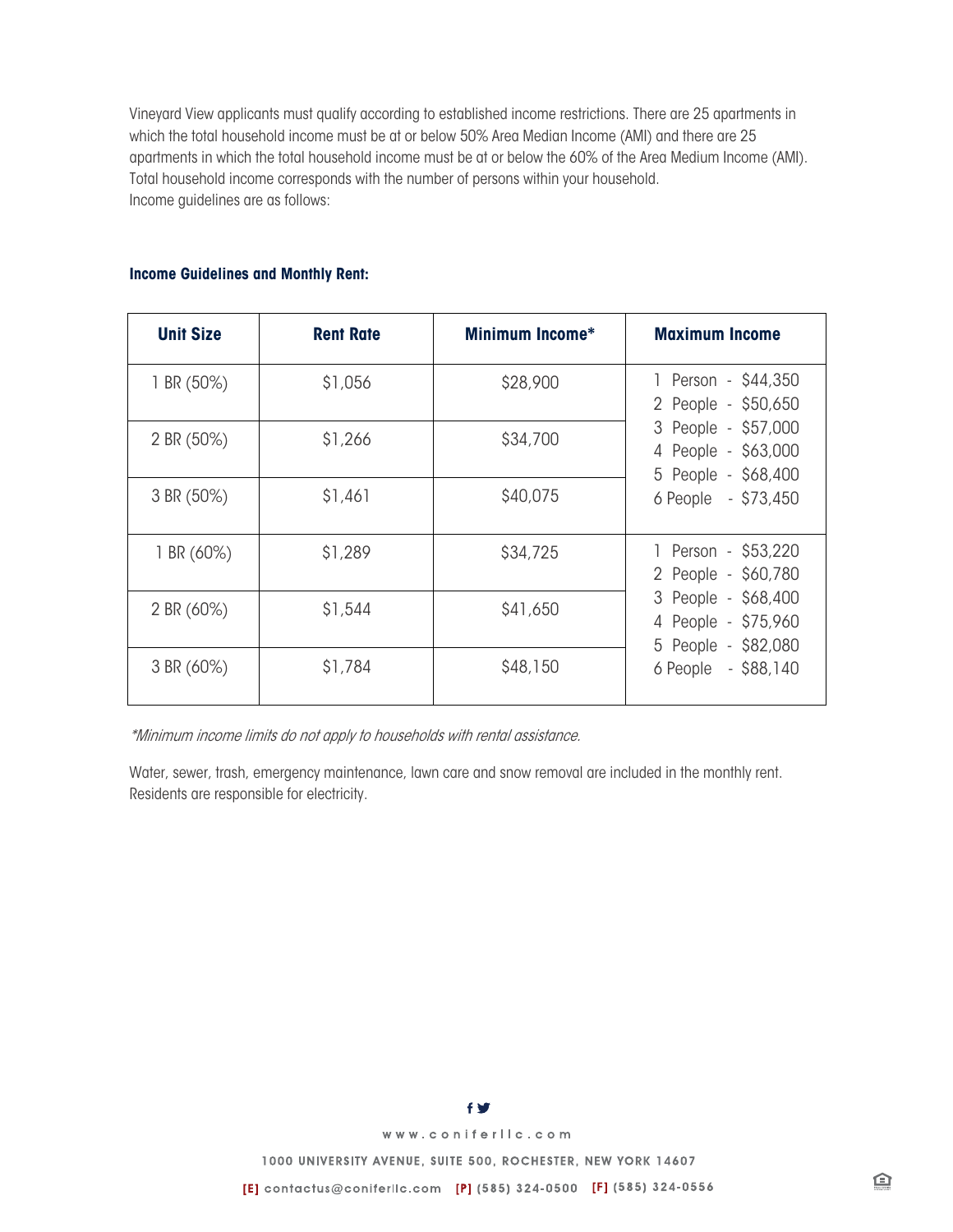Vineyard View applicants must qualify according to established income restrictions. There are 25 apartments in which the total household income must be at or below 50% Area Median Income (AMI) and there are 25 apartments in which the total household income must be at or below the 60% of the Area Medium Income (AMI). Total household income corresponds with the number of persons within your household.
Income guidelines are as follows:

**Income Guidelines and Monthly Rent:**

| Unit Size | Rent Rate | Minimum Income* | Maximum Income |
|---|---|---|---|
| 1 BR (50%) | $1,056 | $28,900 | 1 Person - $44,350<br>2 People - $50,650<br>3 People - $57,000<br>4 People - $63,000<br>5 People - $68,400<br>6 People - $73,450 |
| 2 BR (50%) | $1,266 | $34,700 | |
| 3 BR (50%) | $1,461 | $40,075 | |
| 1 BR (60%) | $1,289 | $34,725 | 1 Person - $53,220<br>2 People - $60,780<br>3 People - $68,400<br>4 People - $75,960<br>5 People - $82,080<br>6 People - $88,140 |
| 2 BR (60%) | $1,544 | $41,650 | |
| 3 BR (60%) | $1,784 | $48,150 | |

*\*Minimum income limits do not apply to households with rental assistance.*

Water, sewer, trash, emergency maintenance, lawn care and snow removal are included in the monthly rent. Residents are responsible for electricity.

www.coniferllc.com

1000 UNIVERSITY AVENUE, SUITE 500, ROCHESTER, NEW YORK 14607

[E] contactus@coniferllc.com [P] (585) 324-0500 [F] (585) 324-0556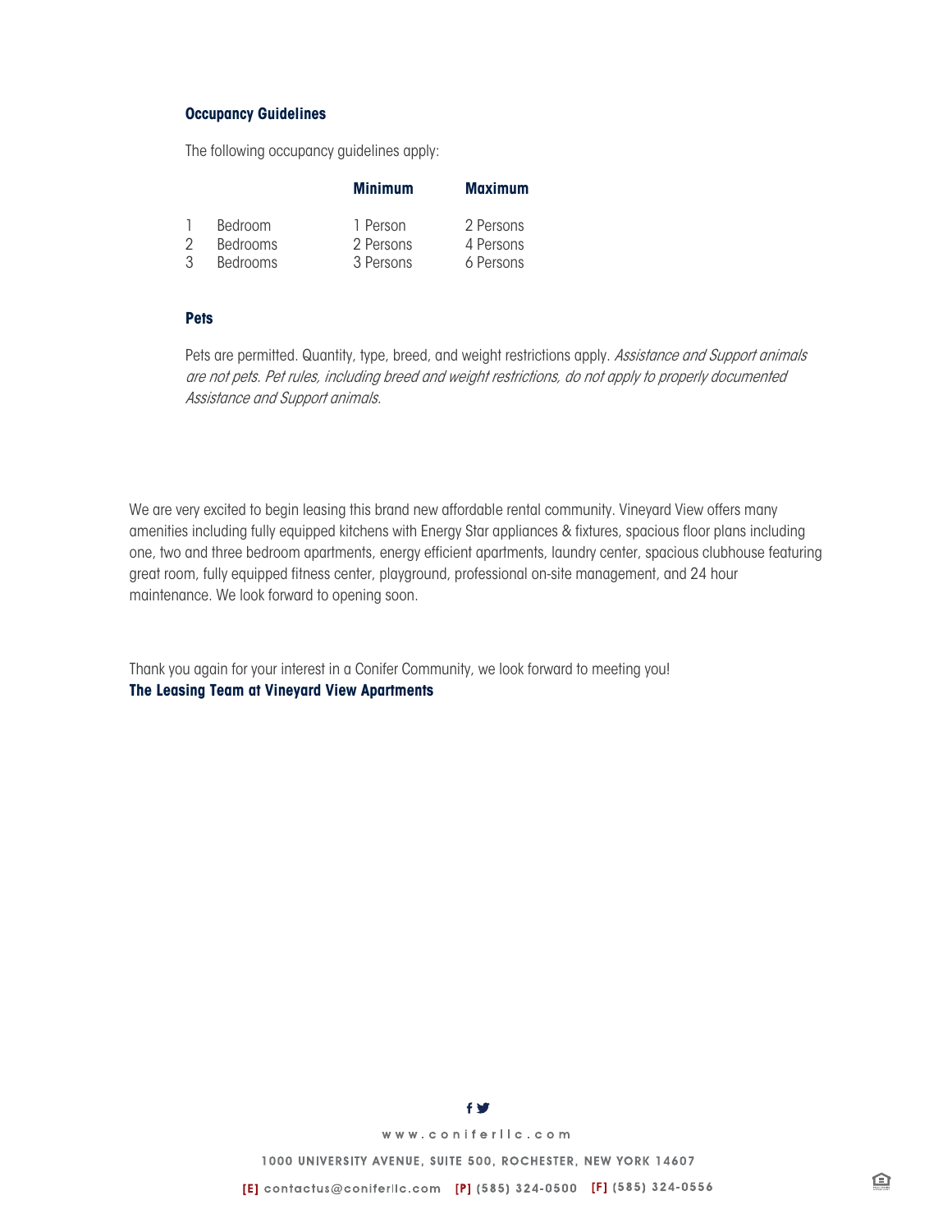### Occupancy Guidelines

The following occupancy guidelines apply:

| | | Minimum | Maximum |
|---|---|---|---|
| 1 | Bedroom | 1 Person | 2 Persons |
| 2 | Bedrooms | 2 Persons | 4 Persons |
| 3 | Bedrooms | 3 Persons | 6 Persons |

### Pets

Pets are permitted. Quantity, type, breed, and weight restrictions apply. *Assistance and Support animals are not pets. Pet rules, including breed and weight restrictions, do not apply to properly documented Assistance and Support animals.*

We are very excited to begin leasing this brand new affordable rental community. Vineyard View offers many amenities including fully equipped kitchens with Energy Star appliances & fixtures, spacious floor plans including one, two and three bedroom apartments, energy efficient apartments, laundry center, spacious clubhouse featuring great room, fully equipped fitness center, playground, professional on-site management, and 24 hour maintenance. We look forward to opening soon.

Thank you again for your interest in a Conifer Community, we look forward to meeting you!
**The Leasing Team at Vineyard View Apartments**

www.coniferllc.com

1000 UNIVERSITY AVENUE, SUITE 500, ROCHESTER, NEW YORK 14607

[E] contactus@coniferllc.com [P] (585) 324-0500 [F] (585) 324-0556